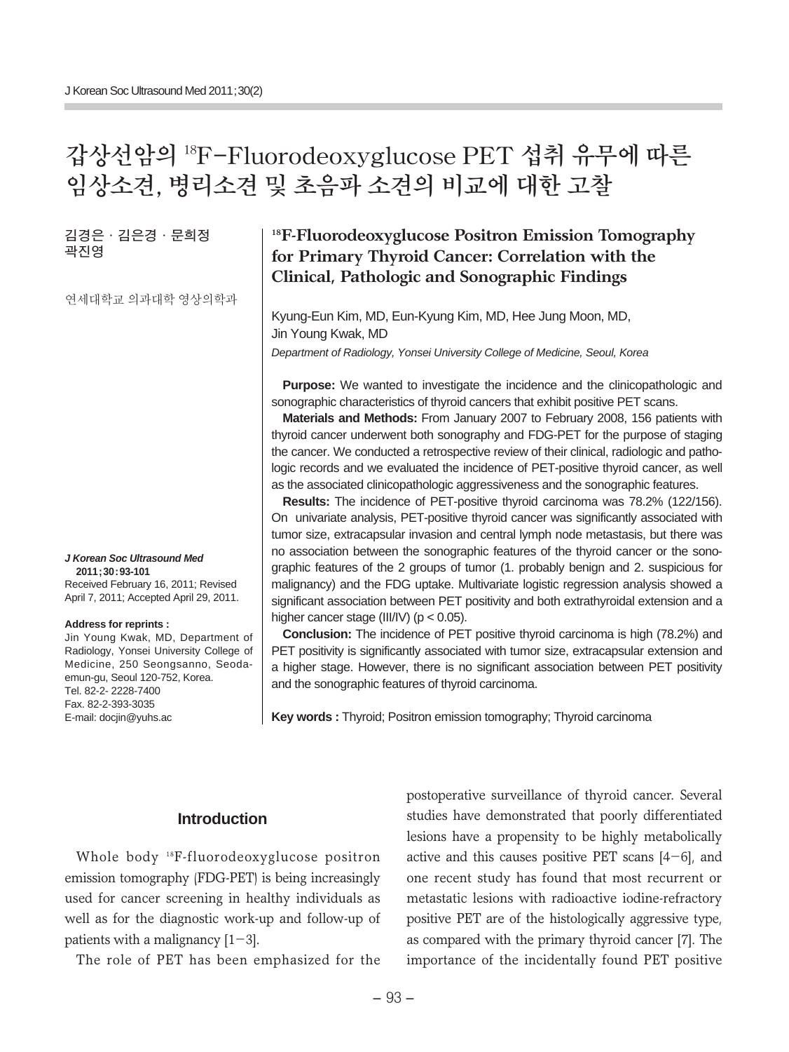# 갑상선암의 $^{18}$F-Fluorodeoxyglucose PET 섭취 유무에 따른 임상소견, 병리소견 및 초음파 소견의 비교에 대한 고찰

김경은 · 김은경 · 문희정
곽진영

연세대학교 의과대학 영상의학과

## $^{18}$F-Fluorodeoxyglucose Positron Emission Tomography for Primary Thyroid Cancer: Correlation with the Clinical, Pathologic and Sonographic Findings

Kyung-Eun Kim, MD, Eun-Kyung Kim, MD, Hee Jung Moon, MD, Jin Young Kwak, MD

*Department of Radiology, Yonsei University College of Medicine, Seoul, Korea*

**Purpose:** We wanted to investigate the incidence and the clinicopathologic and sonographic characteristics of thyroid cancers that exhibit positive PET scans.

**Materials and Methods:** From January 2007 to February 2008, 156 patients with thyroid cancer underwent both sonography and FDG-PET for the purpose of staging the cancer. We conducted a retrospective review of their clinical, radiologic and pathologic records and we evaluated the incidence of PET-positive thyroid cancer, as well as the associated clinicopathologic aggressiveness and the sonographic features.

**Results:** The incidence of PET-positive thyroid carcinoma was 78.2% (122/156). On univariate analysis, PET-positive thyroid cancer was significantly associated with tumor size, extracapsular invasion and central lymph node metastasis, but there was no association between the sonographic features of the thyroid cancer or the sonographic features of the 2 groups of tumor (1. probably benign and 2. suspicious for malignancy) and the FDG uptake. Multivariate logistic regression analysis showed a significant association between PET positivity and both extrathyroidal extension and a higher cancer stage (III/IV) ($p < 0.05$).

**Conclusion:** The incidence of PET positive thyroid carcinoma is high (78.2%) and PET positivity is significantly associated with tumor size, extracapsular extension and a higher stage. However, there is no significant association between PET positivity and the sonographic features of thyroid carcinoma.

**Key words :** Thyroid; Positron emission tomography; Thyroid carcinoma

***J Korean Soc Ultrasound Med* 2011;30:93-101**
Received February 16, 2011; Revised April 7, 2011; Accepted April 29, 2011.

**Address for reprints :**
Jin Young Kwak, MD, Department of Radiology, Yonsei University College of Medicine, 250 Seongsanno, Seodaemun-gu, Seoul 120-752, Korea.
Tel. 82-2- 2228-7400
Fax. 82-2-393-3035
E-mail: docjin@yuhs.ac

## Introduction

Whole body $^{18}$F-fluorodeoxyglucose positron emission tomography (FDG-PET) is being increasingly used for cancer screening in healthy individuals as well as for the diagnostic work-up and follow-up of patients with a malignancy [1−3].

The role of PET has been emphasized for the postoperative surveillance of thyroid cancer. Several studies have demonstrated that poorly differentiated lesions have a propensity to be highly metabolically active and this causes positive PET scans [4−6], and one recent study has found that most recurrent or metastatic lesions with radioactive iodine-refractory positive PET are of the histologically aggressive type, as compared with the primary thyroid cancer [7]. The importance of the incidentally found PET positive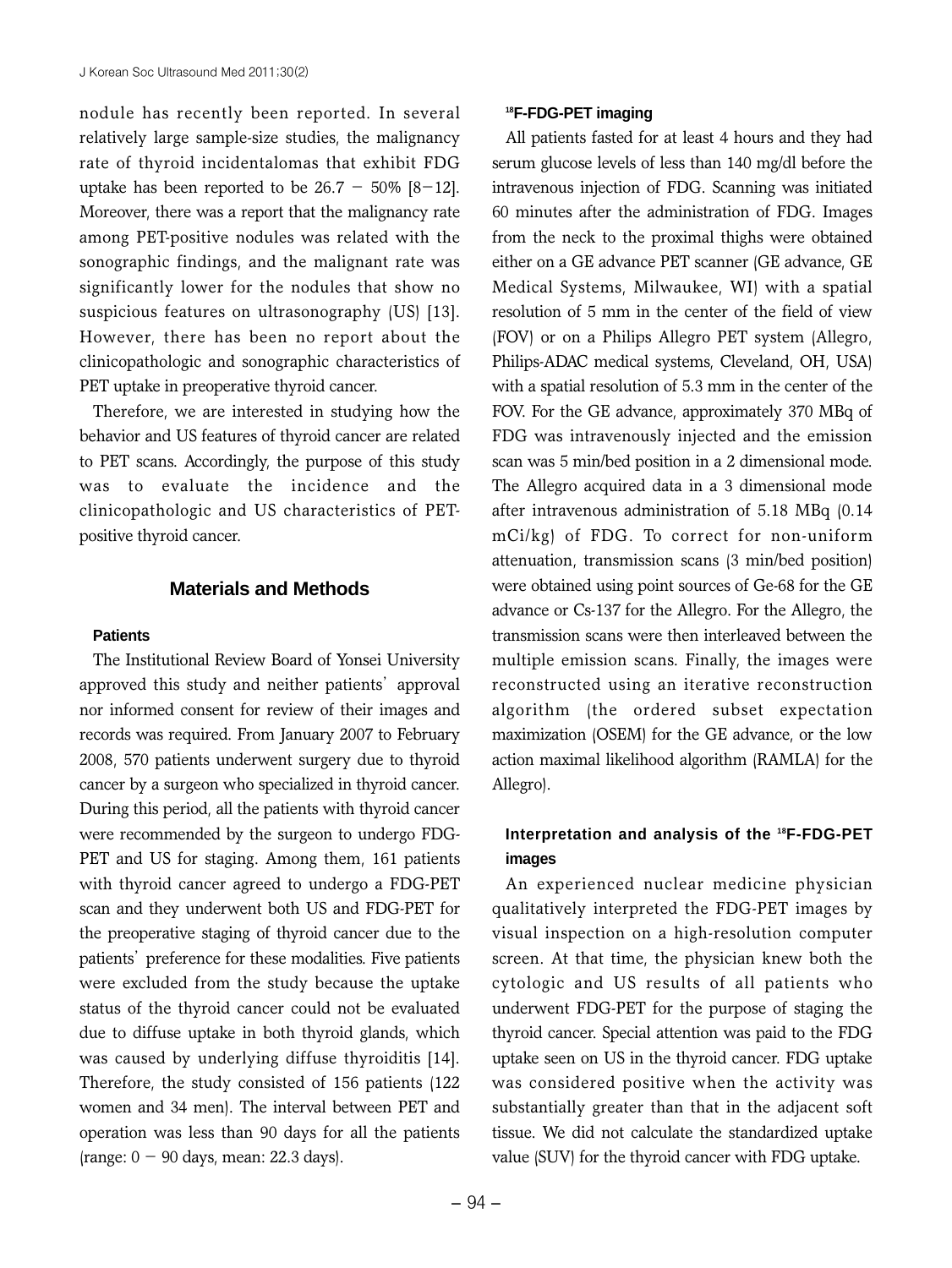nodule has recently been reported. In several relatively large sample-size studies, the malignancy rate of thyroid incidentalomas that exhibit FDG uptake has been reported to be 26.7 − 50% [8−12]. Moreover, there was a report that the malignancy rate among PET-positive nodules was related with the sonographic findings, and the malignant rate was significantly lower for the nodules that show no suspicious features on ultrasonography (US) [13]. However, there has been no report about the clinicopathologic and sonographic characteristics of PET uptake in preoperative thyroid cancer.

Therefore, we are interested in studying how the behavior and US features of thyroid cancer are related to PET scans. Accordingly, the purpose of this study was to evaluate the incidence and the clinicopathologic and US characteristics of PET-positive thyroid cancer.

## Materials and Methods

### Patients

The Institutional Review Board of Yonsei University approved this study and neither patients' approval nor informed consent for review of their images and records was required. From January 2007 to February 2008, 570 patients underwent surgery due to thyroid cancer by a surgeon who specialized in thyroid cancer. During this period, all the patients with thyroid cancer were recommended by the surgeon to undergo FDG-PET and US for staging. Among them, 161 patients with thyroid cancer agreed to undergo a FDG-PET scan and they underwent both US and FDG-PET for the preoperative staging of thyroid cancer due to the patients' preference for these modalities. Five patients were excluded from the study because the uptake status of the thyroid cancer could not be evaluated due to diffuse uptake in both thyroid glands, which was caused by underlying diffuse thyroiditis [14]. Therefore, the study consisted of 156 patients (122 women and 34 men). The interval between PET and operation was less than 90 days for all the patients (range: 0 − 90 days, mean: 22.3 days).

### $^{18}$F-FDG-PET imaging

All patients fasted for at least 4 hours and they had serum glucose levels of less than 140 mg/dl before the intravenous injection of FDG. Scanning was initiated 60 minutes after the administration of FDG. Images from the neck to the proximal thighs were obtained either on a GE advance PET scanner (GE advance, GE Medical Systems, Milwaukee, WI) with a spatial resolution of 5 mm in the center of the field of view (FOV) or on a Philips Allegro PET system (Allegro, Philips-ADAC medical systems, Cleveland, OH, USA) with a spatial resolution of 5.3 mm in the center of the FOV. For the GE advance, approximately 370 MBq of FDG was intravenously injected and the emission scan was 5 min/bed position in a 2 dimensional mode. The Allegro acquired data in a 3 dimensional mode after intravenous administration of 5.18 MBq (0.14 mCi/kg) of FDG. To correct for non-uniform attenuation, transmission scans (3 min/bed position) were obtained using point sources of Ge-68 for the GE advance or Cs-137 for the Allegro. For the Allegro, the transmission scans were then interleaved between the multiple emission scans. Finally, the images were reconstructed using an iterative reconstruction algorithm (the ordered subset expectation maximization (OSEM) for the GE advance, or the low action maximal likelihood algorithm (RAMLA) for the Allegro).

### Interpretation and analysis of the $^{18}$F-FDG-PET images

An experienced nuclear medicine physician qualitatively interpreted the FDG-PET images by visual inspection on a high-resolution computer screen. At that time, the physician knew both the cytologic and US results of all patients who underwent FDG-PET for the purpose of staging the thyroid cancer. Special attention was paid to the FDG uptake seen on US in the thyroid cancer. FDG uptake was considered positive when the activity was substantially greater than that in the adjacent soft tissue. We did not calculate the standardized uptake value (SUV) for the thyroid cancer with FDG uptake.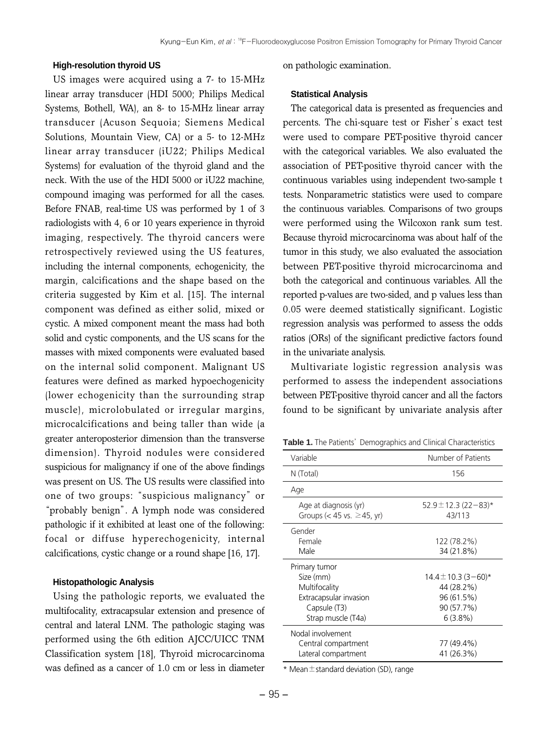### High-resolution thyroid US

US images were acquired using a 7- to 15-MHz linear array transducer (HDI 5000; Philips Medical Systems, Bothell, WA), an 8- to 15-MHz linear array transducer (Acuson Sequoia; Siemens Medical Solutions, Mountain View, CA) or a 5- to 12-MHz linear array transducer (iU22; Philips Medical Systems) for evaluation of the thyroid gland and the neck. With the use of the HDI 5000 or iU22 machine, compound imaging was performed for all the cases. Before FNAB, real-time US was performed by 1 of 3 radiologists with 4, 6 or 10 years experience in thyroid imaging, respectively. The thyroid cancers were retrospectively reviewed using the US features, including the internal components, echogenicity, the margin, calcifications and the shape based on the criteria suggested by Kim et al. [15]. The internal component was defined as either solid, mixed or cystic. A mixed component meant the mass had both solid and cystic components, and the US scans for the masses with mixed components were evaluated based on the internal solid component. Malignant US features were defined as marked hypoechogenicity (lower echogenicity than the surrounding strap muscle), microlobulated or irregular margins, microcalcifications and being taller than wide (a greater anteroposterior dimension than the transverse dimension). Thyroid nodules were considered suspicious for malignancy if one of the above findings was present on US. The US results were classified into one of two groups: "suspicious malignancy" or "probably benign". A lymph node was considered pathologic if it exhibited at least one of the following: focal or diffuse hyperechogenicity, internal calcifications, cystic change or a round shape [16, 17].

### Histopathologic Analysis

Using the pathologic reports, we evaluated the multifocality, extracapsular extension and presence of central and lateral LNM. The pathologic staging was performed using the 6th edition AJCC/UICC TNM Classification system [18], Thyroid microcarcinoma was defined as a cancer of 1.0 cm or less in diameter on pathologic examination.

### Statistical Analysis

The categorical data is presented as frequencies and percents. The chi-square test or Fisher's exact test were used to compare PET-positive thyroid cancer with the categorical variables. We also evaluated the association of PET-positive thyroid cancer with the continuous variables using independent two-sample t tests. Nonparametric statistics were used to compare the continuous variables. Comparisons of two groups were performed using the Wilcoxon rank sum test. Because thyroid microcarcinoma was about half of the tumor in this study, we also evaluated the association between PET-positive thyroid microcarcinoma and both the categorical and continuous variables. All the reported p-values are two-sided, and p values less than 0.05 were deemed statistically significant. Logistic regression analysis was performed to assess the odds ratios (ORs) of the significant predictive factors found in the univariate analysis.

Multivariate logistic regression analysis was performed to assess the independent associations between PET-positive thyroid cancer and all the factors found to be significant by univariate analysis after

**Table 1.** The Patients' Demographics and Clinical Characteristics

| Variable | Number of Patients |
|---|---|
| N (Total) | 156 |
| Age | |
| Age at diagnosis (yr) | 52.9 ± 12.3 (22−83)* |
| Groups (< 45 vs. ≥45, yr) | 43/113 |
| Gender | |
| Female | 122 (78.2%) |
| Male | 34 (21.8%) |
| Primary tumor | |
| Size (mm) | 14.4 ± 10.3 (3−60)* |
| Multifocality | 44 (28.2%) |
| Extracapsular invasion | 96 (61.5%) |
| Capsule (T3) | 90 (57.7%) |
| Strap muscle (T4a) | 6 (3.8%) |
| Nodal involvement | |
| Central compartment | 77 (49.4%) |
| Lateral compartment | 41 (26.3%) |

\* Mean ± standard deviation (SD), range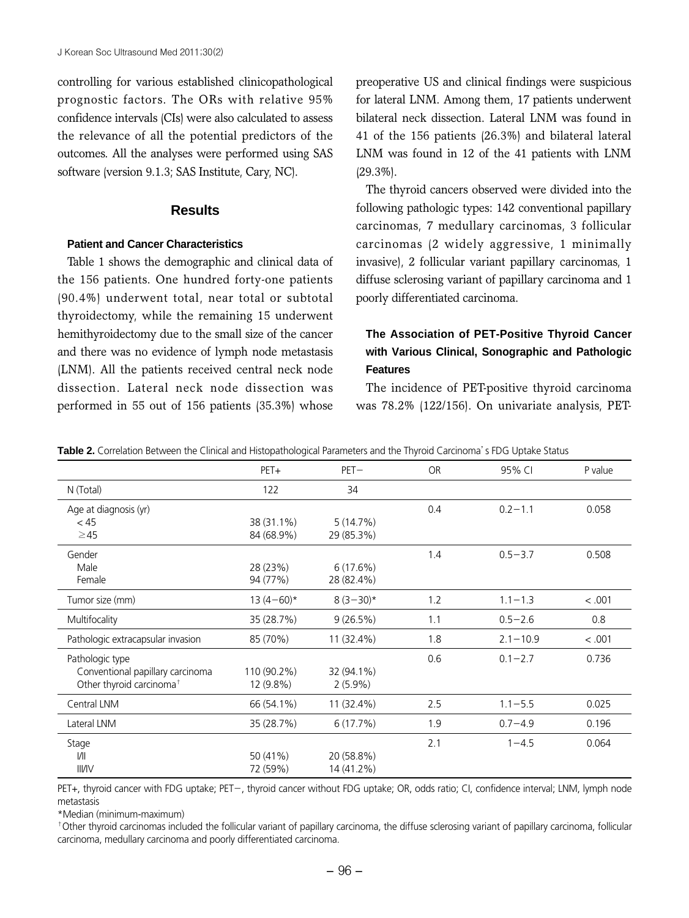controlling for various established clinicopathological prognostic factors. The ORs with relative 95% confidence intervals (CIs) were also calculated to assess the relevance of all the potential predictors of the outcomes. All the analyses were performed using SAS software (version 9.1.3; SAS Institute, Cary, NC).

## Results

### Patient and Cancer Characteristics

Table 1 shows the demographic and clinical data of the 156 patients. One hundred forty-one patients (90.4%) underwent total, near total or subtotal thyroidectomy, while the remaining 15 underwent hemithyroidectomy due to the small size of the cancer and there was no evidence of lymph node metastasis (LNM). All the patients received central neck node dissection. Lateral neck node dissection was performed in 55 out of 156 patients (35.3%) whose preoperative US and clinical findings were suspicious for lateral LNM. Among them, 17 patients underwent bilateral neck dissection. Lateral LNM was found in 41 of the 156 patients (26.3%) and bilateral lateral LNM was found in 12 of the 41 patients with LNM (29.3%).

The thyroid cancers observed were divided into the following pathologic types: 142 conventional papillary carcinomas, 7 medullary carcinomas, 3 follicular carcinomas (2 widely aggressive, 1 minimally invasive), 2 follicular variant papillary carcinomas, 1 diffuse sclerosing variant of papillary carcinoma and 1 poorly differentiated carcinoma.

### The Association of PET-Positive Thyroid Cancer with Various Clinical, Sonographic and Pathologic Features

The incidence of PET-positive thyroid carcinoma was 78.2% (122/156). On univariate analysis, PET-

**Table 2.** Correlation Between the Clinical and Histopathological Parameters and the Thyroid Carcinoma's FDG Uptake Status

| | PET+ | PET− | OR | 95% CI | P value |
|---|---|---|---|---|---|
| N (Total) | 122 | 34 | | | |
| Age at diagnosis (yr) | | | 0.4 | 0.2−1.1 | 0.058 |
| < 45 | 38 (31.1%) | 5 (14.7%) | | | |
| ≥45 | 84 (68.9%) | 29 (85.3%) | | | |
| Gender | | | 1.4 | 0.5−3.7 | 0.508 |
| Male | 28 (23%) | 6 (17.6%) | | | |
| Female | 94 (77%) | 28 (82.4%) | | | |
| Tumor size (mm) | 13 (4−60)* | 8 (3−30)* | 1.2 | 1.1−1.3 | < .001 |
| Multifocality | 35 (28.7%) | 9 (26.5%) | 1.1 | 0.5−2.6 | 0.8 |
| Pathologic extracapsular invasion | 85 (70%) | 11 (32.4%) | 1.8 | 2.1−10.9 | < .001 |
| Pathologic type | | | 0.6 | 0.1−2.7 | 0.736 |
| Conventional papillary carcinoma | 110 (90.2%) | 32 (94.1%) | | | |
| Other thyroid carcinoma[†] | 12 (9.8%) | 2 (5.9%) | | | |
| Central LNM | 66 (54.1%) | 11 (32.4%) | 2.5 | 1.1−5.5 | 0.025 |
| Lateral LNM | 35 (28.7%) | 6 (17.7%) | 1.9 | 0.7−4.9 | 0.196 |
| Stage | | | 2.1 | 1−4.5 | 0.064 |
| I/II | 50 (41%) | 20 (58.8%) | | | |
| III/IV | 72 (59%) | 14 (41.2%) | | | |

PET+, thyroid cancer with FDG uptake; PET−, thyroid cancer without FDG uptake; OR, odds ratio; CI, confidence interval; LNM, lymph node metastasis

*Median (minimum-maximum)

[†]Other thyroid carcinomas included the follicular variant of papillary carcinoma, the diffuse sclerosing variant of papillary carcinoma, follicular carcinoma, medullary carcinoma and poorly differentiated carcinoma.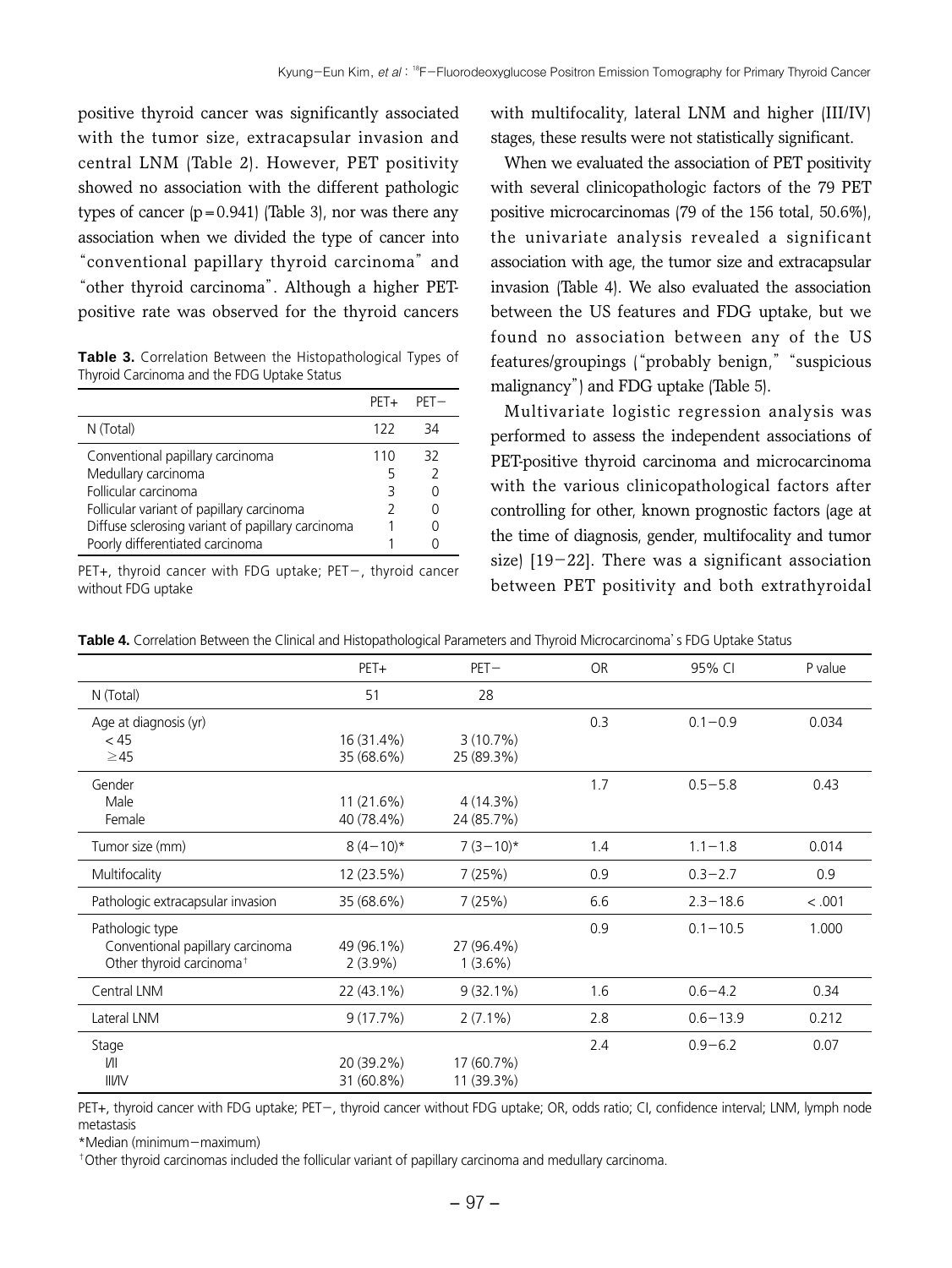positive thyroid cancer was significantly associated with the tumor size, extracapsular invasion and central LNM (Table 2). However, PET positivity showed no association with the different pathologic types of cancer ($p = 0.941$) (Table 3), nor was there any association when we divided the type of cancer into "conventional papillary thyroid carcinoma" and "other thyroid carcinoma". Although a higher PET-positive rate was observed for the thyroid cancers with multifocality, lateral LNM and higher (III/IV) stages, these results were not statistically significant.

**Table 3.** Correlation Between the Histopathological Types of Thyroid Carcinoma and the FDG Uptake Status

| | PET+ | PET− |
|---|---|---|
| N (Total) | 122 | 34 |
| Conventional papillary carcinoma | 110 | 32 |
| Medullary carcinoma | 5 | 2 |
| Follicular carcinoma | 3 | 0 |
| Follicular variant of papillary carcinoma | 2 | 0 |
| Diffuse sclerosing variant of papillary carcinoma | 1 | 0 |
| Poorly differentiated carcinoma | 1 | 0 |

PET+, thyroid cancer with FDG uptake; PET−, thyroid cancer without FDG uptake

When we evaluated the association of PET positivity with several clinicopathologic factors of the 79 PET positive microcarcinomas (79 of the 156 total, 50.6%), the univariate analysis revealed a significant association with age, the tumor size and extracapsular invasion (Table 4). We also evaluated the association between the US features and FDG uptake, but we found no association between any of the US features/groupings ("probably benign," "suspicious malignancy") and FDG uptake (Table 5).

Multivariate logistic regression analysis was performed to assess the independent associations of PET-positive thyroid carcinoma and microcarcinoma with the various clinicopathological factors after controlling for other, known prognostic factors (age at the time of diagnosis, gender, multifocality and tumor size) [19−22]. There was a significant association between PET positivity and both extrathyroidal

**Table 4.** Correlation Between the Clinical and Histopathological Parameters and Thyroid Microcarcinoma's FDG Uptake Status

| | PET+ | PET− | OR | 95% CI | P value |
|---|---|---|---|---|---|
| N (Total) | 51 | 28 | | | |
| Age at diagnosis (yr) | | | 0.3 | 0.1−0.9 | 0.034 |
| < 45 | 16 (31.4%) | 3 (10.7%) | | | |
| ≥45 | 35 (68.6%) | 25 (89.3%) | | | |
| Gender | | | 1.7 | 0.5−5.8 | 0.43 |
| Male | 11 (21.6%) | 4 (14.3%) | | | |
| Female | 40 (78.4%) | 24 (85.7%) | | | |
| Tumor size (mm) | 8 (4−10)* | 7 (3−10)* | 1.4 | 1.1−1.8 | 0.014 |
| Multifocality | 12 (23.5%) | 7 (25%) | 0.9 | 0.3−2.7 | 0.9 |
| Pathologic extracapsular invasion | 35 (68.6%) | 7 (25%) | 6.6 | 2.3−18.6 | < .001 |
| Pathologic type | | | 0.9 | 0.1−10.5 | 1.000 |
| Conventional papillary carcinoma | 49 (96.1%) | 27 (96.4%) | | | |
| Other thyroid carcinoma† | 2 (3.9%) | 1 (3.6%) | | | |
| Central LNM | 22 (43.1%) | 9 (32.1%) | 1.6 | 0.6−4.2 | 0.34 |
| Lateral LNM | 9 (17.7%) | 2 (7.1%) | 2.8 | 0.6−13.9 | 0.212 |
| Stage | | | 2.4 | 0.9−6.2 | 0.07 |
| I/II | 20 (39.2%) | 17 (60.7%) | | | |
| III/IV | 31 (60.8%) | 11 (39.3%) | | | |

PET+, thyroid cancer with FDG uptake; PET−, thyroid cancer without FDG uptake; OR, odds ratio; CI, confidence interval; LNM, lymph node metastasis

*Median (minimum−maximum)

†Other thyroid carcinomas included the follicular variant of papillary carcinoma and medullary carcinoma.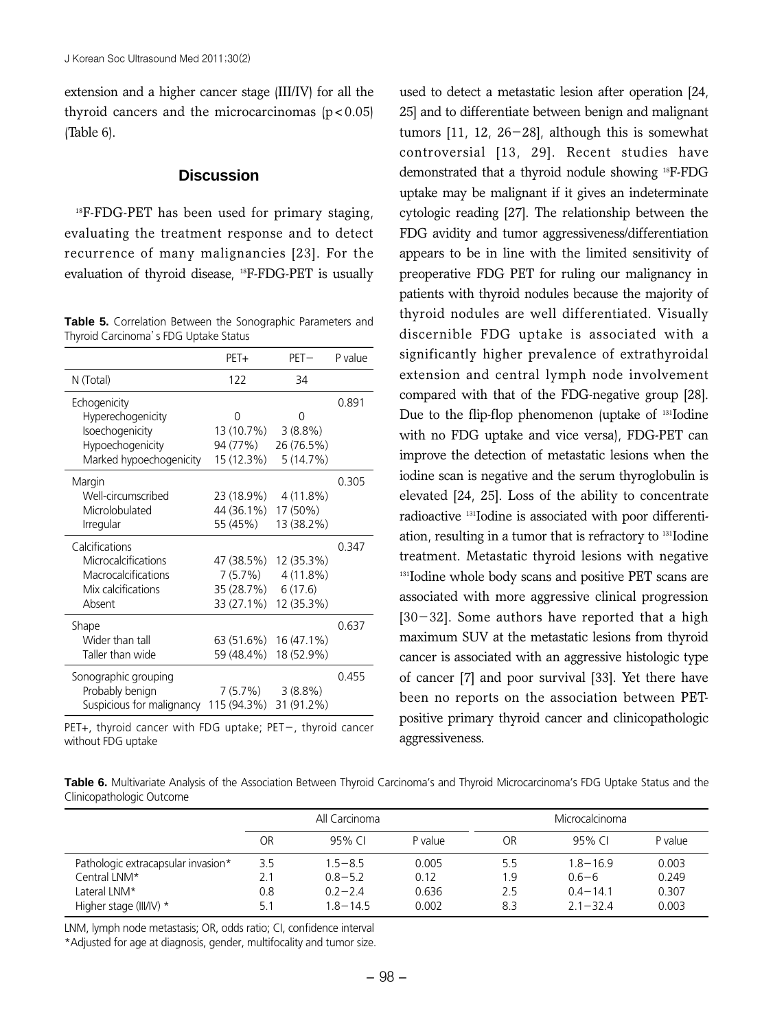extension and a higher cancer stage (III/IV) for all the thyroid cancers and the microcarcinomas ($p < 0.05$) (Table 6).

## Discussion

$^{18}$F-FDG-PET has been used for primary staging, evaluating the treatment response and to detect recurrence of many malignancies [23]. For the evaluation of thyroid disease, $^{18}$F-FDG-PET is usually used to detect a metastatic lesion after operation [24, 25] and to differentiate between benign and malignant tumors [11, 12, 26−28], although this is somewhat controversial [13, 29]. Recent studies have demonstrated that a thyroid nodule showing $^{18}$F-FDG uptake may be malignant if it gives an indeterminate cytologic reading [27]. The relationship between the FDG avidity and tumor aggressiveness/differentiation appears to be in line with the limited sensitivity of preoperative FDG PET for ruling our malignancy in patients with thyroid nodules because the majority of thyroid nodules are well differentiated. Visually discernible FDG uptake is associated with a significantly higher prevalence of extrathyroidal extension and central lymph node involvement compared with that of the FDG-negative group [28]. Due to the flip-flop phenomenon (uptake of $^{131}$Iodine with no FDG uptake and vice versa), FDG-PET can improve the detection of metastatic lesions when the iodine scan is negative and the serum thyroglobulin is elevated [24, 25]. Loss of the ability to concentrate radioactive $^{131}$Iodine is associated with poor differentiation, resulting in a tumor that is refractory to $^{131}$Iodine treatment. Metastatic thyroid lesions with negative $^{131}$Iodine whole body scans and positive PET scans are associated with more aggressive clinical progression [30−32]. Some authors have reported that a high maximum SUV at the metastatic lesions from thyroid cancer is associated with an aggressive histologic type of cancer [7] and poor survival [33]. Yet there have been no reports on the association between PET-positive primary thyroid cancer and clinicopathologic aggressiveness.

**Table 5.** Correlation Between the Sonographic Parameters and Thyroid Carcinoma's FDG Uptake Status

| | PET+ | PET− | P value |
|---|---|---|---|
| N (Total) | 122 | 34 | |
| Echogenicity | | | 0.891 |
| Hyperechogenicity | 0 | 0 | |
| Isoechogenicity | 13 (10.7%) | 3 (8.8%) | |
| Hypoechogenicity | 94 (77%) | 26 (76.5%) | |
| Marked hypoechogenicity | 15 (12.3%) | 5 (14.7%) | |
| Margin | | | 0.305 |
| Well-circumscribed | 23 (18.9%) | 4 (11.8%) | |
| Microlobulated | 44 (36.1%) | 17 (50%) | |
| Irregular | 55 (45%) | 13 (38.2%) | |
| Calcifications | | | 0.347 |
| Microcalcifications | 47 (38.5%) | 12 (35.3%) | |
| Macrocalcifications | 7 (5.7%) | 4 (11.8%) | |
| Mix calcifications | 35 (28.7%) | 6 (17.6) | |
| Absent | 33 (27.1%) | 12 (35.3%) | |
| Shape | | | 0.637 |
| Wider than tall | 63 (51.6%) | 16 (47.1%) | |
| Taller than wide | 59 (48.4%) | 18 (52.9%) | |
| Sonographic grouping | | | 0.455 |
| Probably benign | 7 (5.7%) | 3 (8.8%) | |
| Suspicious for malignancy | 115 (94.3%) | 31 (91.2%) | |

PET+, thyroid cancer with FDG uptake; PET−, thyroid cancer without FDG uptake

**Table 6.** Multivariate Analysis of the Association Between Thyroid Carcinoma's and Thyroid Microcarcinoma's FDG Uptake Status and the Clinicopathologic Outcome

| | All Carcinoma | | | Microcalcinoma | | |
|---|---|---|---|---|---|---|
| | OR | 95% CI | P value | OR | 95% CI | P value |
| Pathologic extracapsular invasion* | 3.5 | 1.5−8.5 | 0.005 | 5.5 | 1.8−16.9 | 0.003 |
| Central LNM* | 2.1 | 0.8−5.2 | 0.12 | 1.9 | 0.6−6 | 0.249 |
| Lateral LNM* | 0.8 | 0.2−2.4 | 0.636 | 2.5 | 0.4−14.1 | 0.307 |
| Higher stage (III/IV) * | 5.1 | 1.8−14.5 | 0.002 | 8.3 | 2.1−32.4 | 0.003 |

LNM, lymph node metastasis; OR, odds ratio; CI, confidence interval

*Adjusted for age at diagnosis, gender, multifocality and tumor size.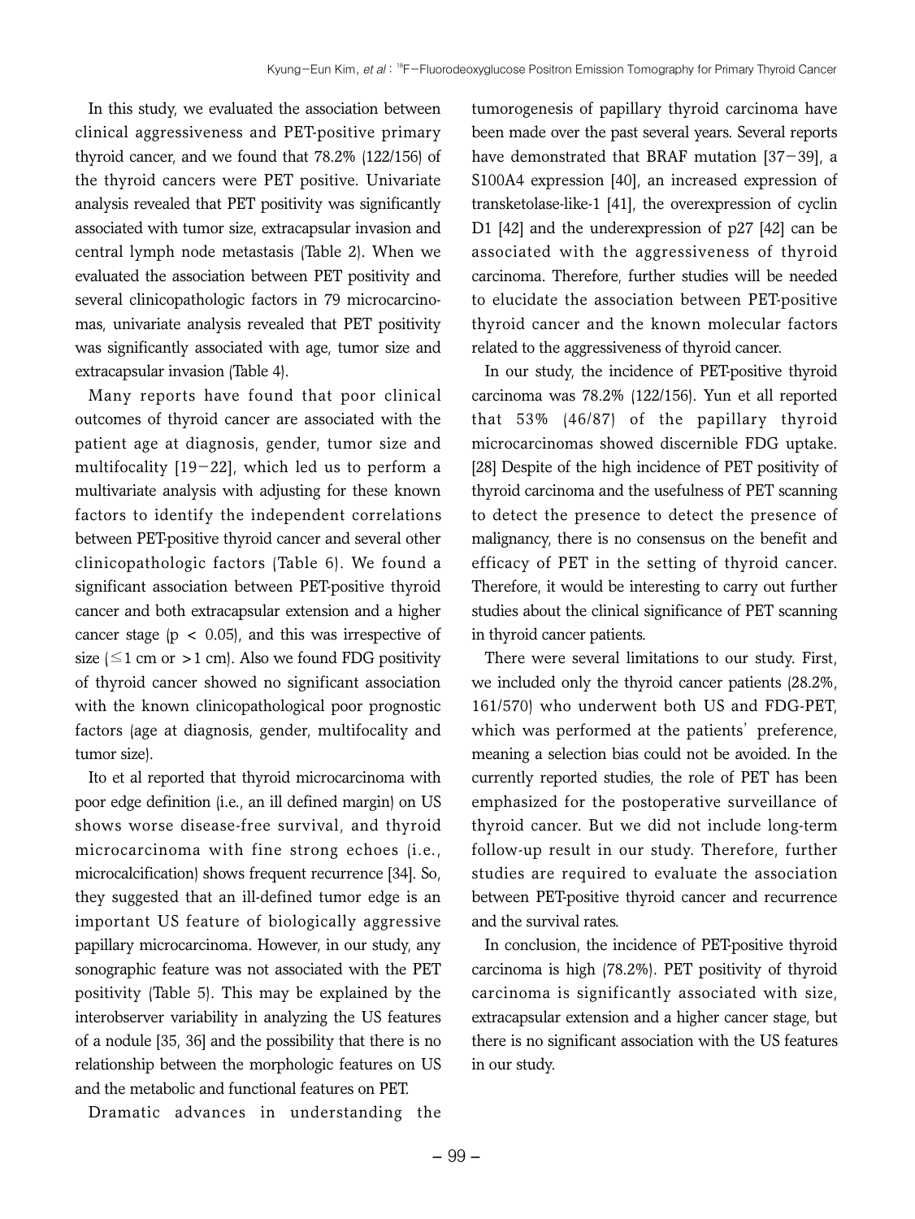In this study, we evaluated the association between clinical aggressiveness and PET-positive primary thyroid cancer, and we found that 78.2% (122/156) of the thyroid cancers were PET positive. Univariate analysis revealed that PET positivity was significantly associated with tumor size, extracapsular invasion and central lymph node metastasis (Table 2). When we evaluated the association between PET positivity and several clinicopathologic factors in 79 microcarcinomas, univariate analysis revealed that PET positivity was significantly associated with age, tumor size and extracapsular invasion (Table 4).

Many reports have found that poor clinical outcomes of thyroid cancer are associated with the patient age at diagnosis, gender, tumor size and multifocality [19−22], which led us to perform a multivariate analysis with adjusting for these known factors to identify the independent correlations between PET-positive thyroid cancer and several other clinicopathologic factors (Table 6). We found a significant association between PET-positive thyroid cancer and both extracapsular extension and a higher cancer stage ($p < 0.05$), and this was irrespective of size ($\leq 1$ cm or $> 1$ cm). Also we found FDG positivity of thyroid cancer showed no significant association with the known clinicopathological poor prognostic factors (age at diagnosis, gender, multifocality and tumor size).

Ito et al reported that thyroid microcarcinoma with poor edge definition (i.e., an ill defined margin) on US shows worse disease-free survival, and thyroid microcarcinoma with fine strong echoes (i.e., microcalcification) shows frequent recurrence [34]. So, they suggested that an ill-defined tumor edge is an important US feature of biologically aggressive papillary microcarcinoma. However, in our study, any sonographic feature was not associated with the PET positivity (Table 5). This may be explained by the interobserver variability in analyzing the US features of a nodule [35, 36] and the possibility that there is no relationship between the morphologic features on US and the metabolic and functional features on PET.

Dramatic advances in understanding the tumorogenesis of papillary thyroid carcinoma have been made over the past several years. Several reports have demonstrated that BRAF mutation [37−39], a S100A4 expression [40], an increased expression of transketolase-like-1 [41], the overexpression of cyclin D1 [42] and the underexpression of p27 [42] can be associated with the aggressiveness of thyroid carcinoma. Therefore, further studies will be needed to elucidate the association between PET-positive thyroid cancer and the known molecular factors related to the aggressiveness of thyroid cancer.

In our study, the incidence of PET-positive thyroid carcinoma was 78.2% (122/156). Yun et all reported that 53% (46/87) of the papillary thyroid microcarcinomas showed discernible FDG uptake. [28] Despite of the high incidence of PET positivity of thyroid carcinoma and the usefulness of PET scanning to detect the presence to detect the presence of malignancy, there is no consensus on the benefit and efficacy of PET in the setting of thyroid cancer. Therefore, it would be interesting to carry out further studies about the clinical significance of PET scanning in thyroid cancer patients.

There were several limitations to our study. First, we included only the thyroid cancer patients (28.2%, 161/570) who underwent both US and FDG-PET, which was performed at the patients' preference, meaning a selection bias could not be avoided. In the currently reported studies, the role of PET has been emphasized for the postoperative surveillance of thyroid cancer. But we did not include long-term follow-up result in our study. Therefore, further studies are required to evaluate the association between PET-positive thyroid cancer and recurrence and the survival rates.

In conclusion, the incidence of PET-positive thyroid carcinoma is high (78.2%). PET positivity of thyroid carcinoma is significantly associated with size, extracapsular extension and a higher cancer stage, but there is no significant association with the US features in our study.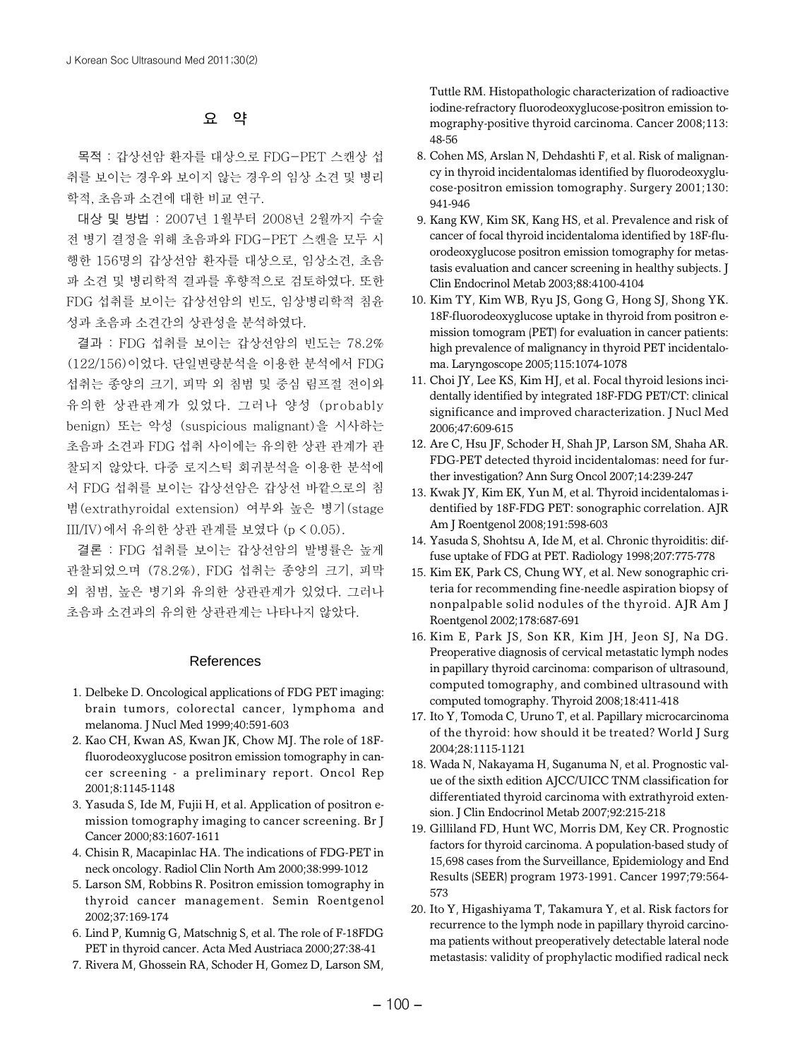## 요 약

**목적** : 갑상선암 환자를 대상으로 FDG-PET 스캔상 섭취를 보이는 경우와 보이지 않는 경우의 임상 소견 및 병리학적, 초음파 소견에 대한 비교 연구.

**대상 및 방법** : 2007년 1월부터 2008년 2월까지 수술 전 병기 결정을 위해 초음파와 FDG-PET 스캔을 모두 시행한 156명의 갑상선암 환자를 대상으로, 임상소견, 초음파 소견 및 병리학적 결과를 후향적으로 검토하였다. 또한 FDG 섭취를 보이는 갑상선암의 빈도, 임상병리학적 침윤성과 초음파 소견간의 상관성을 분석하였다.

**결과** : FDG 섭취를 보이는 갑상선암의 빈도는 78.2% (122/156)이었다. 단일변량분석을 이용한 분석에서 FDG 섭취는 종양의 크기, 피막 외 침범 및 중심 림프절 전이와 유의한 상관관계가 있었다. 그러나 양성 (probably benign) 또는 악성 (suspicious malignant)을 시사하는 초음파 소견과 FDG 섭취 사이에는 유의한 상관 관계가 관찰되지 않았다. 다중 로지스틱 회귀분석을 이용한 분석에서 FDG 섭취를 보이는 갑상선암은 갑상선 바깥으로의 침범(extrathyroidal extension) 여부와 높은 병기(stage III/IV)에서 유의한 상관 관계를 보였다 ($p < 0.05$).

**결론** : FDG 섭취를 보이는 갑상선암의 발병률은 높게 관찰되었으며 (78.2%), FDG 섭취는 종양의 크기, 피막 외 침범, 높은 병기와 유의한 상관관계가 있었다. 그러나 초음파 소견과의 유의한 상관관계는 나타나지 않았다.

## References

1. Delbeke D. Oncological applications of FDG PET imaging: brain tumors, colorectal cancer, lymphoma and melanoma. J Nucl Med 1999;40:591-603
2. Kao CH, Kwan AS, Kwan JK, Chow MJ. The role of 18F-fluorodeoxyglucose positron emission tomography in cancer screening - a preliminary report. Oncol Rep 2001;8:1145-1148
3. Yasuda S, Ide M, Fujii H, et al. Application of positron emission tomography imaging to cancer screening. Br J Cancer 2000;83:1607-1611
4. Chisin R, Macapinlac HA. The indications of FDG-PET in neck oncology. Radiol Clin North Am 2000;38:999-1012
5. Larson SM, Robbins R. Positron emission tomography in thyroid cancer management. Semin Roentgenol 2002;37:169-174
6. Lind P, Kumnig G, Matschnig S, et al. The role of F-18FDG PET in thyroid cancer. Acta Med Austriaca 2000;27:38-41
7. Rivera M, Ghossein RA, Schoder H, Gomez D, Larson SM, Tuttle RM. Histopathologic characterization of radioactive iodine-refractory fluorodeoxyglucose-positron emission tomography-positive thyroid carcinoma. Cancer 2008;113:48-56
8. Cohen MS, Arslan N, Dehdashti F, et al. Risk of malignancy in thyroid incidentalomas identified by fluorodeoxyglucose-positron emission tomography. Surgery 2001;130:941-946
9. Kang KW, Kim SK, Kang HS, et al. Prevalence and risk of cancer of focal thyroid incidentaloma identified by 18F-fluorodeoxyglucose positron emission tomography for metastasis evaluation and cancer screening in healthy subjects. J Clin Endocrinol Metab 2003;88:4100-4104
10. Kim TY, Kim WB, Ryu JS, Gong G, Hong SJ, Shong YK. 18F-fluorodeoxyglucose uptake in thyroid from positron emission tomogram (PET) for evaluation in cancer patients: high prevalence of malignancy in thyroid PET incidentaloma. Laryngoscope 2005;115:1074-1078
11. Choi JY, Lee KS, Kim HJ, et al. Focal thyroid lesions incidentally identified by integrated 18F-FDG PET/CT: clinical significance and improved characterization. J Nucl Med 2006;47:609-615
12. Are C, Hsu JF, Schoder H, Shah JP, Larson SM, Shaha AR. FDG-PET detected thyroid incidentalomas: need for further investigation? Ann Surg Oncol 2007;14:239-247
13. Kwak JY, Kim EK, Yun M, et al. Thyroid incidentalomas identified by 18F-FDG PET: sonographic correlation. AJR Am J Roentgenol 2008;191:598-603
14. Yasuda S, Shohtsu A, Ide M, et al. Chronic thyroiditis: diffuse uptake of FDG at PET. Radiology 1998;207:775-778
15. Kim EK, Park CS, Chung WY, et al. New sonographic criteria for recommending fine-needle aspiration biopsy of nonpalpable solid nodules of the thyroid. AJR Am J Roentgenol 2002;178:687-691
16. Kim E, Park JS, Son KR, Kim JH, Jeon SJ, Na DG. Preoperative diagnosis of cervical metastatic lymph nodes in papillary thyroid carcinoma: comparison of ultrasound, computed tomography, and combined ultrasound with computed tomography. Thyroid 2008;18:411-418
17. Ito Y, Tomoda C, Uruno T, et al. Papillary microcarcinoma of the thyroid: how should it be treated? World J Surg 2004;28:1115-1121
18. Wada N, Nakayama H, Suganuma N, et al. Prognostic value of the sixth edition AJCC/UICC TNM classification for differentiated thyroid carcinoma with extrathyroid extension. J Clin Endocrinol Metab 2007;92:215-218
19. Gilliland FD, Hunt WC, Morris DM, Key CR. Prognostic factors for thyroid carcinoma. A population-based study of 15,698 cases from the Surveillance, Epidemiology and End Results (SEER) program 1973-1991. Cancer 1997;79:564-573
20. Ito Y, Higashiyama T, Takamura Y, et al. Risk factors for recurrence to the lymph node in papillary thyroid carcinoma patients without preoperatively detectable lateral node metastasis: validity of prophylactic modified radical neck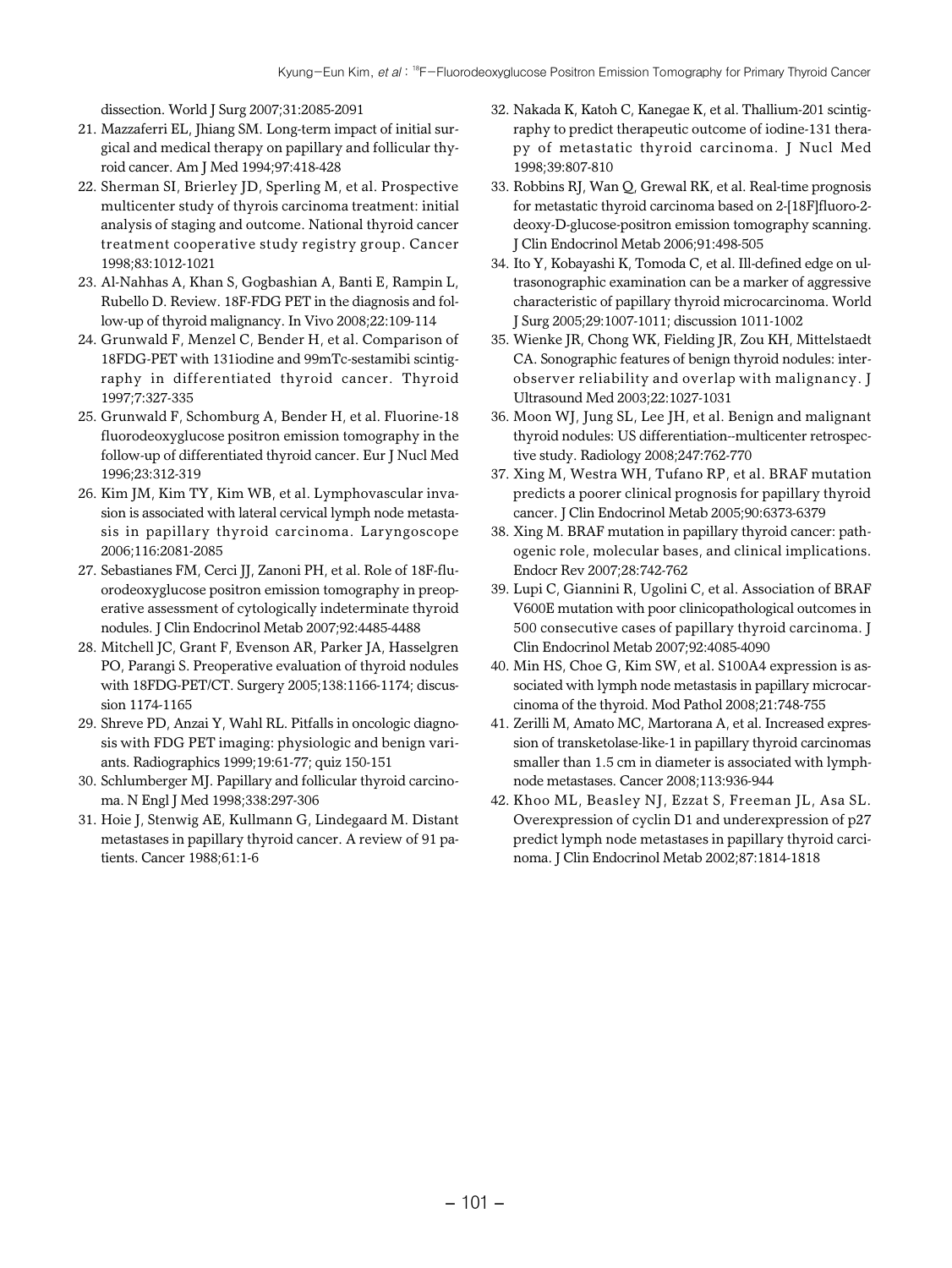dissection. World J Surg 2007;31:2085-2091

21. Mazzaferri EL, Jhiang SM. Long-term impact of initial surgical and medical therapy on papillary and follicular thyroid cancer. Am J Med 1994;97:418-428
22. Sherman SI, Brierley JD, Sperling M, et al. Prospective multicenter study of thyrois carcinoma treatment: initial analysis of staging and outcome. National thyroid cancer treatment cooperative study registry group. Cancer 1998;83:1012-1021
23. Al-Nahhas A, Khan S, Gogbashian A, Banti E, Rampin L, Rubello D. Review. 18F-FDG PET in the diagnosis and follow-up of thyroid malignancy. In Vivo 2008;22:109-114
24. Grunwald F, Menzel C, Bender H, et al. Comparison of 18FDG-PET with 131iodine and 99mTc-sestamibi scintigraphy in differentiated thyroid cancer. Thyroid 1997;7:327-335
25. Grunwald F, Schomburg A, Bender H, et al. Fluorine-18 fluorodeoxyglucose positron emission tomography in the follow-up of differentiated thyroid cancer. Eur J Nucl Med 1996;23:312-319
26. Kim JM, Kim TY, Kim WB, et al. Lymphovascular invasion is associated with lateral cervical lymph node metastasis in papillary thyroid carcinoma. Laryngoscope 2006;116:2081-2085
27. Sebastianes FM, Cerci JJ, Zanoni PH, et al. Role of 18F-fluorodeoxyglucose positron emission tomography in preoperative assessment of cytologically indeterminate thyroid nodules. J Clin Endocrinol Metab 2007;92:4485-4488
28. Mitchell JC, Grant F, Evenson AR, Parker JA, Hasselgren PO, Parangi S. Preoperative evaluation of thyroid nodules with 18FDG-PET/CT. Surgery 2005;138:1166-1174; discussion 1174-1165
29. Shreve PD, Anzai Y, Wahl RL. Pitfalls in oncologic diagnosis with FDG PET imaging: physiologic and benign variants. Radiographics 1999;19:61-77; quiz 150-151
30. Schlumberger MJ. Papillary and follicular thyroid carcinoma. N Engl J Med 1998;338:297-306
31. Hoie J, Stenwig AE, Kullmann G, Lindegaard M. Distant metastases in papillary thyroid cancer. A review of 91 patients. Cancer 1988;61:1-6
32. Nakada K, Katoh C, Kanegae K, et al. Thallium-201 scintigraphy to predict therapeutic outcome of iodine-131 therapy of metastatic thyroid carcinoma. J Nucl Med 1998;39:807-810
33. Robbins RJ, Wan Q, Grewal RK, et al. Real-time prognosis for metastatic thyroid carcinoma based on 2-[18F]fluoro-2-deoxy-D-glucose-positron emission tomography scanning. J Clin Endocrinol Metab 2006;91:498-505
34. Ito Y, Kobayashi K, Tomoda C, et al. Ill-defined edge on ultrasonographic examination can be a marker of aggressive characteristic of papillary thyroid microcarcinoma. World J Surg 2005;29:1007-1011; discussion 1011-1002
35. Wienke JR, Chong WK, Fielding JR, Zou KH, Mittelstaedt CA. Sonographic features of benign thyroid nodules: interobserver reliability and overlap with malignancy. J Ultrasound Med 2003;22:1027-1031
36. Moon WJ, Jung SL, Lee JH, et al. Benign and malignant thyroid nodules: US differentiation--multicenter retrospective study. Radiology 2008;247:762-770
37. Xing M, Westra WH, Tufano RP, et al. BRAF mutation predicts a poorer clinical prognosis for papillary thyroid cancer. J Clin Endocrinol Metab 2005;90:6373-6379
38. Xing M. BRAF mutation in papillary thyroid cancer: pathogenic role, molecular bases, and clinical implications. Endocr Rev 2007;28:742-762
39. Lupi C, Giannini R, Ugolini C, et al. Association of BRAF V600E mutation with poor clinicopathological outcomes in 500 consecutive cases of papillary thyroid carcinoma. J Clin Endocrinol Metab 2007;92:4085-4090
40. Min HS, Choe G, Kim SW, et al. S100A4 expression is associated with lymph node metastasis in papillary microcarcinoma of the thyroid. Mod Pathol 2008;21:748-755
41. Zerilli M, Amato MC, Martorana A, et al. Increased expression of transketolase-like-1 in papillary thyroid carcinomas smaller than 1.5 cm in diameter is associated with lymph-node metastases. Cancer 2008;113:936-944
42. Khoo ML, Beasley NJ, Ezzat S, Freeman JL, Asa SL. Overexpression of cyclin D1 and underexpression of p27 predict lymph node metastases in papillary thyroid carcinoma. J Clin Endocrinol Metab 2002;87:1814-1818